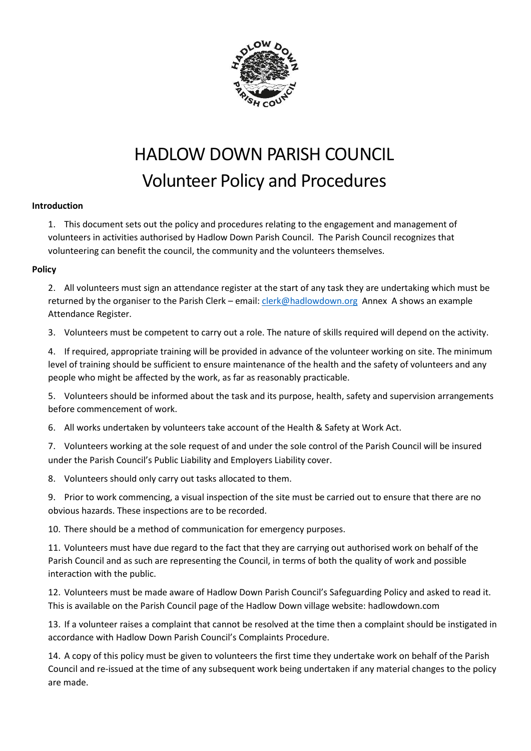# HADLOW DOWN PARISH COUNCIL
## Volunteer Policy and Procedures

**Introduction**

1. This document sets out the policy and procedures relating to the engagement and management of volunteers in activities authorised by Hadlow Down Parish Council. The Parish Council recognizes that volunteering can benefit the council, the community and the volunteers themselves.

**Policy**

2. All volunteers must sign an attendance register at the start of any task they are undertaking which must be returned by the organiser to the Parish Clerk – email: [clerk@hadlowdown.org](mailto:clerk@hadlowdown.org) Annex A shows an example Attendance Register.

3. Volunteers must be competent to carry out a role. The nature of skills required will depend on the activity.

4. If required, appropriate training will be provided in advance of the volunteer working on site. The minimum level of training should be sufficient to ensure maintenance of the health and the safety of volunteers and any people who might be affected by the work, as far as reasonably practicable.

5. Volunteers should be informed about the task and its purpose, health, safety and supervision arrangements before commencement of work.

6. All works undertaken by volunteers take account of the Health & Safety at Work Act.

7. Volunteers working at the sole request of and under the sole control of the Parish Council will be insured under the Parish Council's Public Liability and Employers Liability cover.

8. Volunteers should only carry out tasks allocated to them.

9. Prior to work commencing, a visual inspection of the site must be carried out to ensure that there are no obvious hazards. These inspections are to be recorded.

10. There should be a method of communication for emergency purposes.

11. Volunteers must have due regard to the fact that they are carrying out authorised work on behalf of the Parish Council and as such are representing the Council, in terms of both the quality of work and possible interaction with the public.

12. Volunteers must be made aware of Hadlow Down Parish Council's Safeguarding Policy and asked to read it. This is available on the Parish Council page of the Hadlow Down village website: hadlowdown.com

13. If a volunteer raises a complaint that cannot be resolved at the time then a complaint should be instigated in accordance with Hadlow Down Parish Council's Complaints Procedure.

14. A copy of this policy must be given to volunteers the first time they undertake work on behalf of the Parish Council and re-issued at the time of any subsequent work being undertaken if any material changes to the policy are made.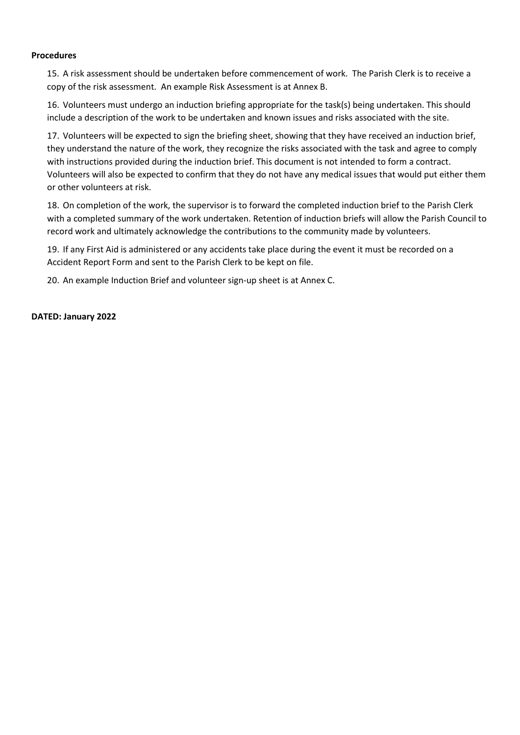**Procedures**

15. A risk assessment should be undertaken before commencement of work. The Parish Clerk is to receive a copy of the risk assessment. An example Risk Assessment is at Annex B.

16. Volunteers must undergo an induction briefing appropriate for the task(s) being undertaken. This should include a description of the work to be undertaken and known issues and risks associated with the site.

17. Volunteers will be expected to sign the briefing sheet, showing that they have received an induction brief, they understand the nature of the work, they recognize the risks associated with the task and agree to comply with instructions provided during the induction brief. This document is not intended to form a contract. Volunteers will also be expected to confirm that they do not have any medical issues that would put either them or other volunteers at risk.

18. On completion of the work, the supervisor is to forward the completed induction brief to the Parish Clerk with a completed summary of the work undertaken. Retention of induction briefs will allow the Parish Council to record work and ultimately acknowledge the contributions to the community made by volunteers.

19. If any First Aid is administered or any accidents take place during the event it must be recorded on a Accident Report Form and sent to the Parish Clerk to be kept on file.

20. An example Induction Brief and volunteer sign-up sheet is at Annex C.

**DATED: January 2022**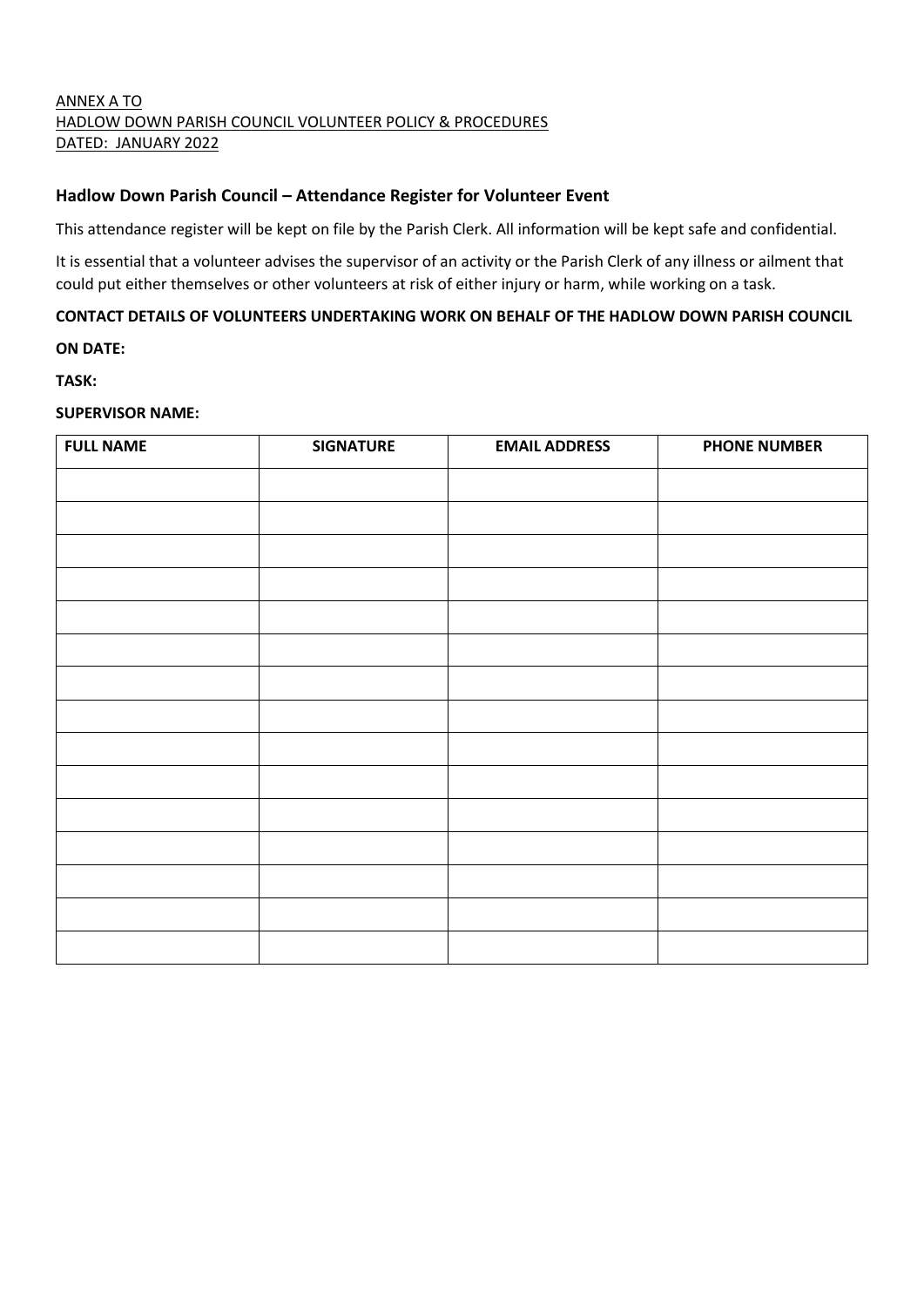ANNEX A TO
HADLOW DOWN PARISH COUNCIL VOLUNTEER POLICY & PROCEDURES
DATED: JANUARY 2022

## Hadlow Down Parish Council – Attendance Register for Volunteer Event

This attendance register will be kept on file by the Parish Clerk. All information will be kept safe and confidential.

It is essential that a volunteer advises the supervisor of an activity or the Parish Clerk of any illness or ailment that could put either themselves or other volunteers at risk of either injury or harm, while working on a task.

**CONTACT DETAILS OF VOLUNTEERS UNDERTAKING WORK ON BEHALF OF THE HADLOW DOWN PARISH COUNCIL**

**ON DATE:**

**TASK:**

**SUPERVISOR NAME:**

| FULL NAME | SIGNATURE | EMAIL ADDRESS | PHONE NUMBER |
|---|---|---|---|
| | | | |
| | | | |
| | | | |
| | | | |
| | | | |
| | | | |
| | | | |
| | | | |
| | | | |
| | | | |
| | | | |
| | | | |
| | | | |
| | | | |
| | | | |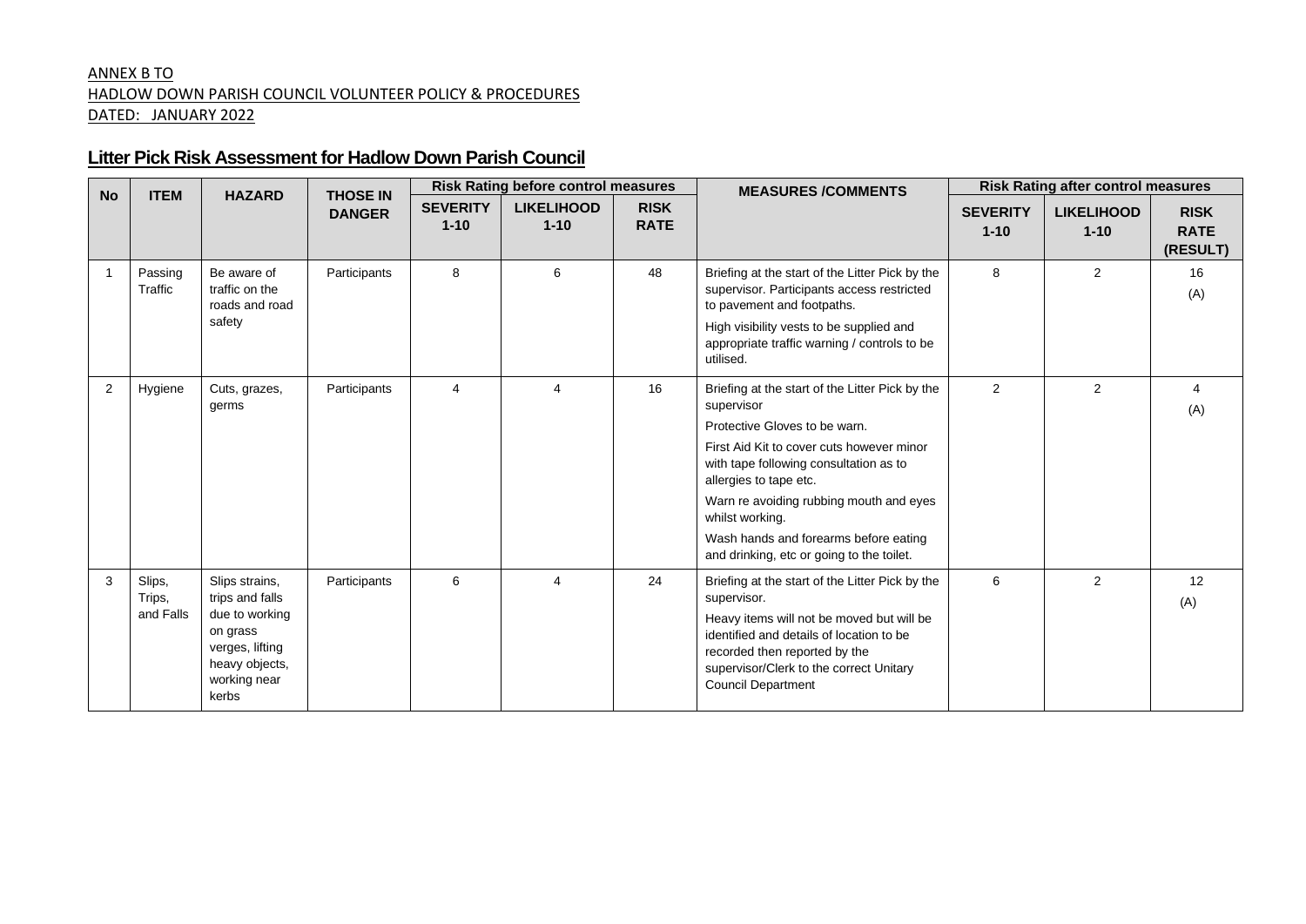ANNEX B TO
HADLOW DOWN PARISH COUNCIL VOLUNTEER POLICY & PROCEDURES
DATED: JANUARY 2022

## Litter Pick Risk Assessment for Hadlow Down Parish Council

| No | ITEM | HAZARD | THOSE IN DANGER | Risk Rating before control measures | | | MEASURES /COMMENTS | Risk Rating after control measures | | |
|---|---|---|---|---|---|---|---|---|---|---|
| | | | | SEVERITY 1-10 | LIKELIHOOD 1-10 | RISK RATE | | SEVERITY 1-10 | LIKELIHOOD 1-10 | RISK RATE (RESULT) |
| 1 | Passing Traffic | Be aware of traffic on the roads and road safety | Participants | 8 | 6 | 48 | Briefing at the start of the Litter Pick by the supervisor. Participants access restricted to pavement and footpaths.<br>High visibility vests to be supplied and appropriate traffic warning / controls to be utilised. | 8 | 2 | 16 (A) |
| 2 | Hygiene | Cuts, grazes, germs | Participants | 4 | 4 | 16 | Briefing at the start of the Litter Pick by the supervisor<br>Protective Gloves to be warn.<br>First Aid Kit to cover cuts however minor with tape following consultation as to allergies to tape etc.<br>Warn re avoiding rubbing mouth and eyes whilst working.<br>Wash hands and forearms before eating and drinking, etc or going to the toilet. | 2 | 2 | 4 (A) |
| 3 | Slips, Trips, and Falls | Slips strains, trips and falls due to working on grass verges, lifting heavy objects, working near kerbs | Participants | 6 | 4 | 24 | Briefing at the start of the Litter Pick by the supervisor.<br>Heavy items will not be moved but will be identified and details of location to be recorded then reported by the supervisor/Clerk to the correct Unitary Council Department | 6 | 2 | 12 (A) |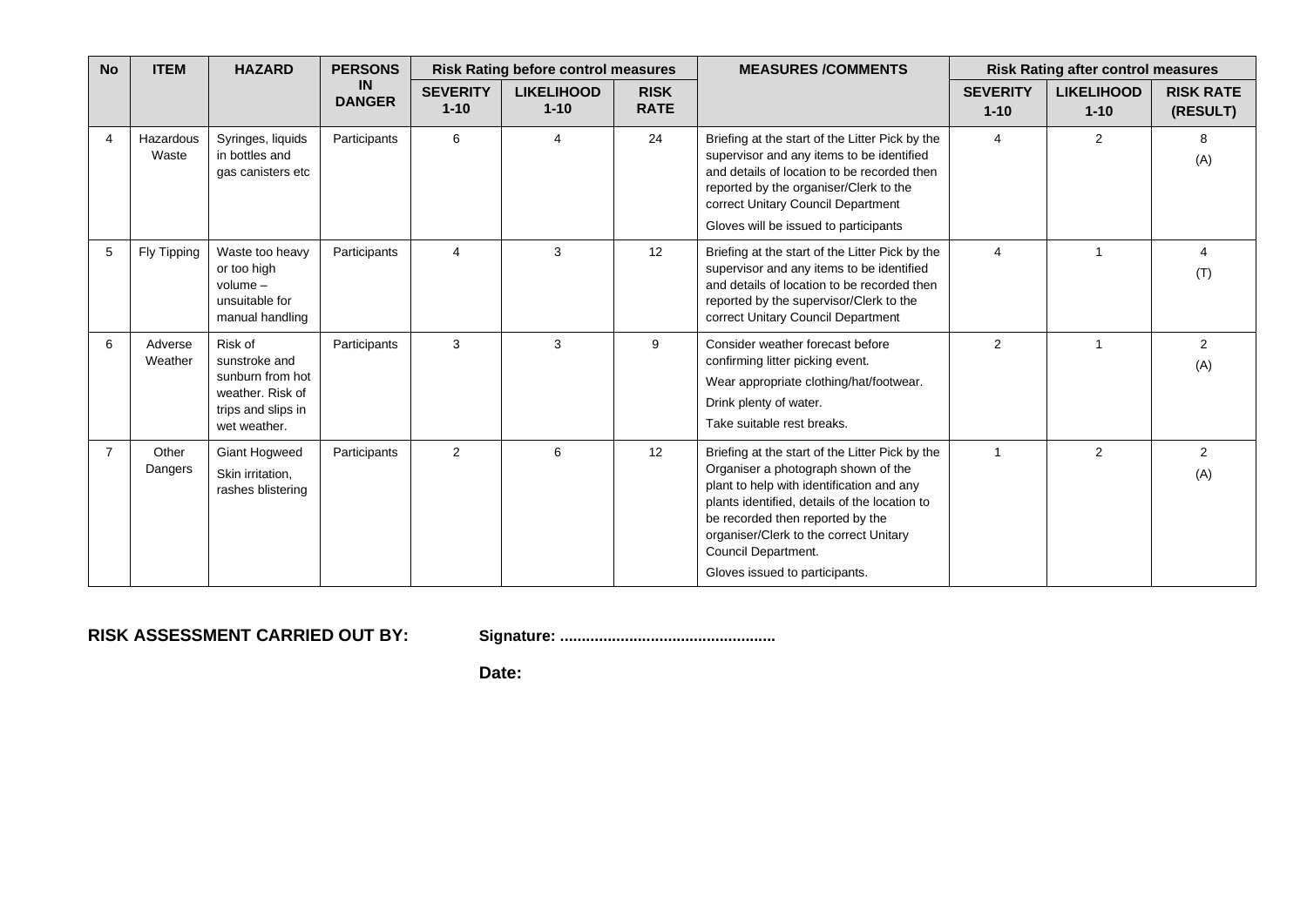| No | ITEM | HAZARD | PERSONS IN DANGER | Risk Rating before control measures | | | MEASURES /COMMENTS | Risk Rating after control measures | | |
|---|---|---|---|---|---|---|---|---|---|---|
| | | | | SEVERITY 1-10 | LIKELIHOOD 1-10 | RISK RATE | | SEVERITY 1-10 | LIKELIHOOD 1-10 | RISK RATE (RESULT) |
| 4 | Hazardous Waste | Syringes, liquids in bottles and gas canisters etc | Participants | 6 | 4 | 24 | Briefing at the start of the Litter Pick by the supervisor and any items to be identified and details of location to be recorded then reported by the organiser/Clerk to the correct Unitary Council Department<br>Gloves will be issued to participants | 4 | 2 | 8 (A) |
| 5 | Fly Tipping | Waste too heavy or too high volume – unsuitable for manual handling | Participants | 4 | 3 | 12 | Briefing at the start of the Litter Pick by the supervisor and any items to be identified and details of location to be recorded then reported by the supervisor/Clerk to the correct Unitary Council Department | 4 | 1 | 4 (T) |
| 6 | Adverse Weather | Risk of sunstroke and sunburn from hot weather. Risk of trips and slips in wet weather. | Participants | 3 | 3 | 9 | Consider weather forecast before confirming litter picking event.<br>Wear appropriate clothing/hat/footwear.<br>Drink plenty of water.<br>Take suitable rest breaks. | 2 | 1 | 2 (A) |
| 7 | Other Dangers | Giant Hogweed<br>Skin irritation, rashes blistering | Participants | 2 | 6 | 12 | Briefing at the start of the Litter Pick by the Organiser a photograph shown of the plant to help with identification and any plants identified, details of the location to be recorded then reported by the organiser/Clerk to the correct Unitary Council Department.<br>Gloves issued to participants. | 1 | 2 | 2 (A) |

**RISK ASSESSMENT CARRIED OUT BY:** **Signature: .................................................**

**Date:**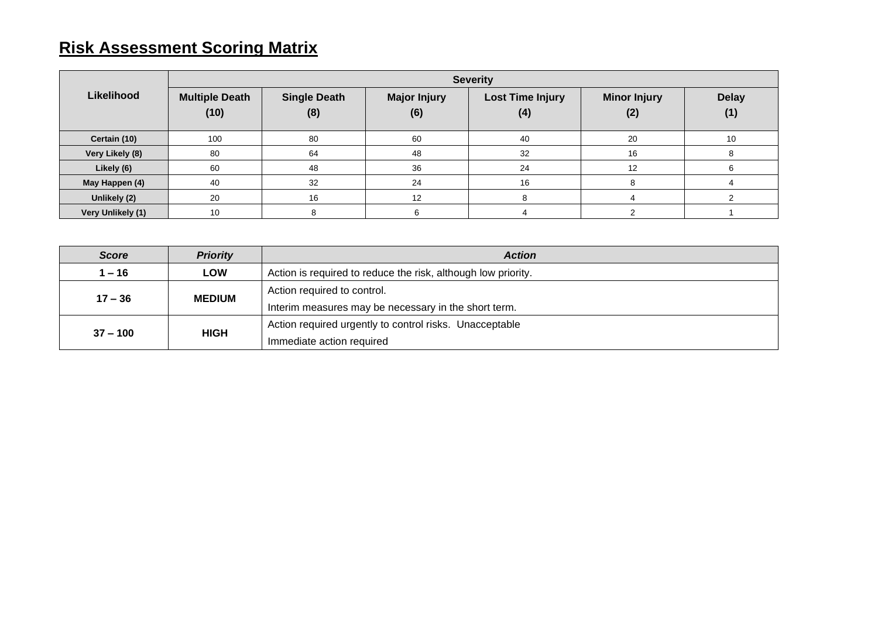## Risk Assessment Scoring Matrix

| Likelihood | Severity | | | | | |
|---|---|---|---|---|---|---|
| | **Multiple Death (10)** | **Single Death (8)** | **Major Injury (6)** | **Lost Time Injury (4)** | **Minor Injury (2)** | **Delay (1)** |
| **Certain (10)** | 100 | 80 | 60 | 40 | 20 | 10 |
| **Very Likely (8)** | 80 | 64 | 48 | 32 | 16 | 8 |
| **Likely (6)** | 60 | 48 | 36 | 24 | 12 | 6 |
| **May Happen (4)** | 40 | 32 | 24 | 16 | 8 | 4 |
| **Unlikely (2)** | 20 | 16 | 12 | 8 | 4 | 2 |
| **Very Unlikely (1)** | 10 | 8 | 6 | 4 | 2 | 1 |

| ***Score*** | ***Priority*** | ***Action*** |
|---|---|---|
| **1 – 16** | **LOW** | Action is required to reduce the risk, although low priority. |
| **17 – 36** | **MEDIUM** | Action required to control.<br>Interim measures may be necessary in the short term. |
| **37 – 100** | **HIGH** | Action required urgently to control risks. Unacceptable<br>Immediate action required |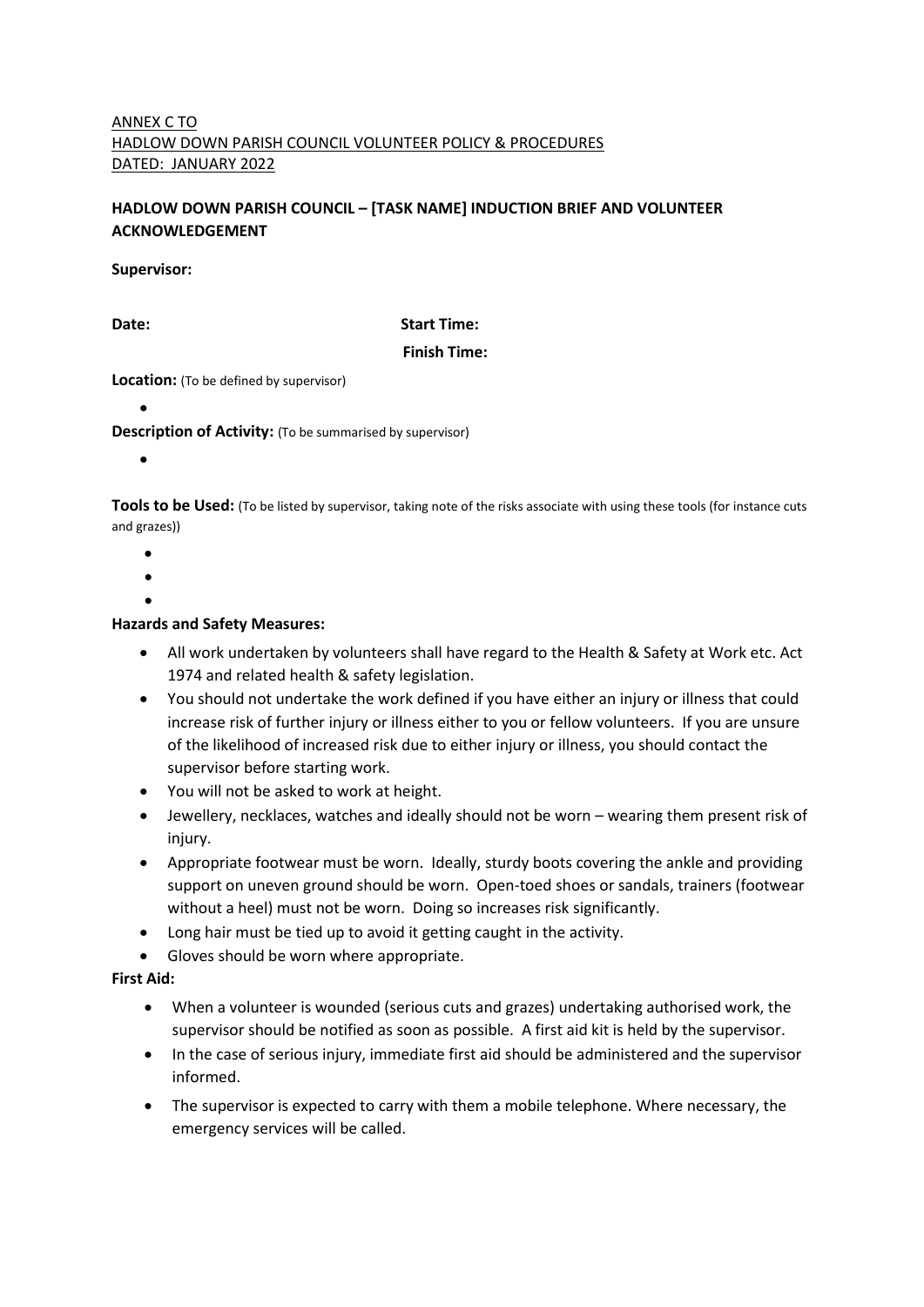ANNEX C TO
HADLOW DOWN PARISH COUNCIL VOLUNTEER POLICY & PROCEDURES
DATED: JANUARY 2022

**HADLOW DOWN PARISH COUNCIL – [TASK NAME] INDUCTION BRIEF AND VOLUNTEER ACKNOWLEDGEMENT**

**Supervisor:**

**Date:** **Start Time:**

**Finish Time:**

**Location:** (To be defined by supervisor)

- 

**Description of Activity:** (To be summarised by supervisor)

- 

**Tools to be Used:** (To be listed by supervisor, taking note of the risks associate with using these tools (for instance cuts and grazes))

- 
- 
- 

**Hazards and Safety Measures:**

- All work undertaken by volunteers shall have regard to the Health & Safety at Work etc. Act 1974 and related health & safety legislation.
- You should not undertake the work defined if you have either an injury or illness that could increase risk of further injury or illness either to you or fellow volunteers. If you are unsure of the likelihood of increased risk due to either injury or illness, you should contact the supervisor before starting work.
- You will not be asked to work at height.
- Jewellery, necklaces, watches and ideally should not be worn – wearing them present risk of injury.
- Appropriate footwear must be worn. Ideally, sturdy boots covering the ankle and providing support on uneven ground should be worn. Open-toed shoes or sandals, trainers (footwear without a heel) must not be worn. Doing so increases risk significantly.
- Long hair must be tied up to avoid it getting caught in the activity.
- Gloves should be worn where appropriate.

**First Aid:**

- When a volunteer is wounded (serious cuts and grazes) undertaking authorised work, the supervisor should be notified as soon as possible. A first aid kit is held by the supervisor.
- In the case of serious injury, immediate first aid should be administered and the supervisor informed.
- The supervisor is expected to carry with them a mobile telephone. Where necessary, the emergency services will be called.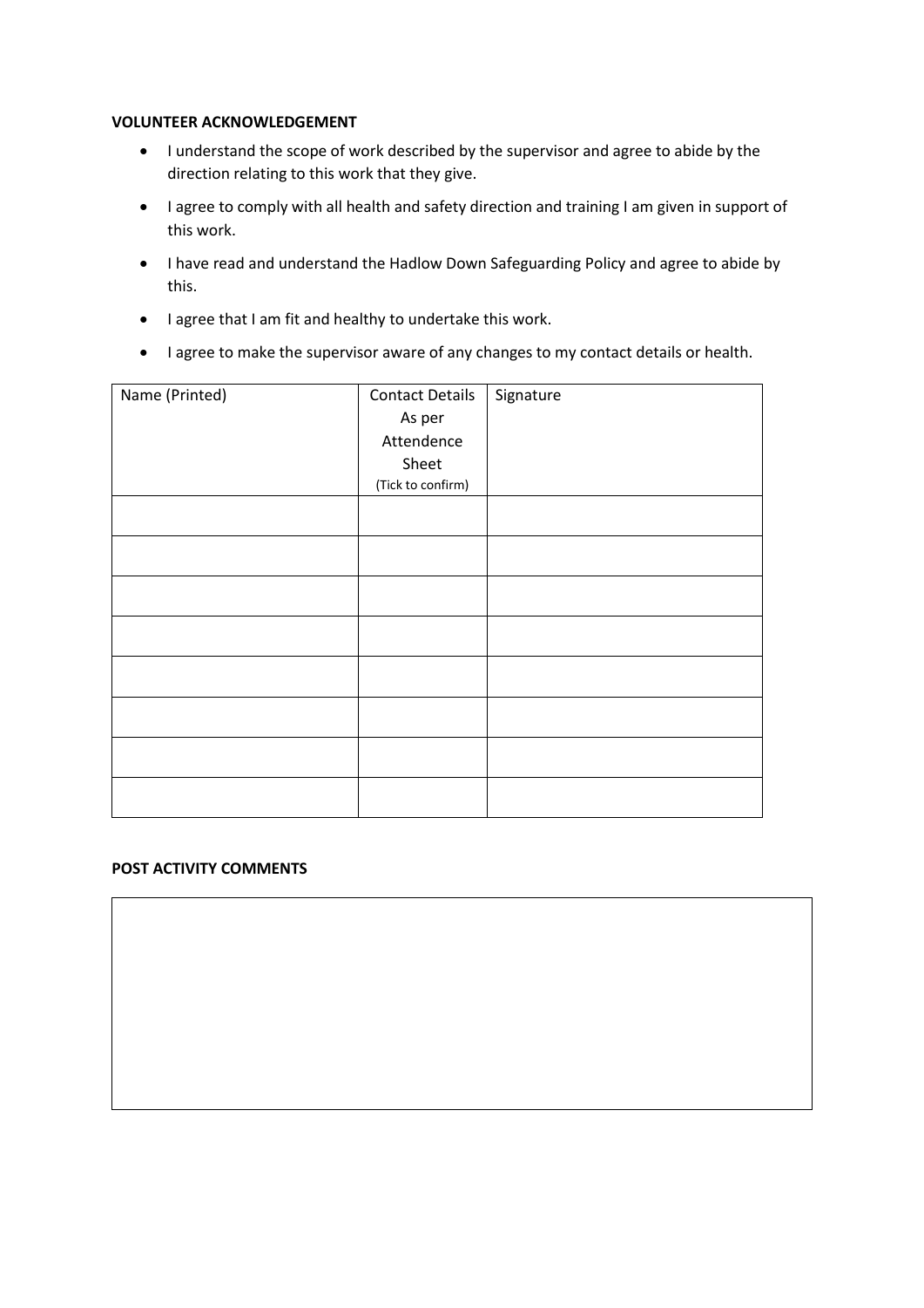**VOLUNTEER ACKNOWLEDGEMENT**

- I understand the scope of work described by the supervisor and agree to abide by the direction relating to this work that they give.
- I agree to comply with all health and safety direction and training I am given in support of this work.
- I have read and understand the Hadlow Down Safeguarding Policy and agree to abide by this.
- I agree that I am fit and healthy to undertake this work.
- I agree to make the supervisor aware of any changes to my contact details or health.

| Name (Printed) | Contact Details As per Attendence Sheet (Tick to confirm) | Signature |
|---|---|---|
| | | |
| | | |
| | | |
| | | |
| | | |
| | | |
| | | |
| | | |

**POST ACTIVITY COMMENTS**